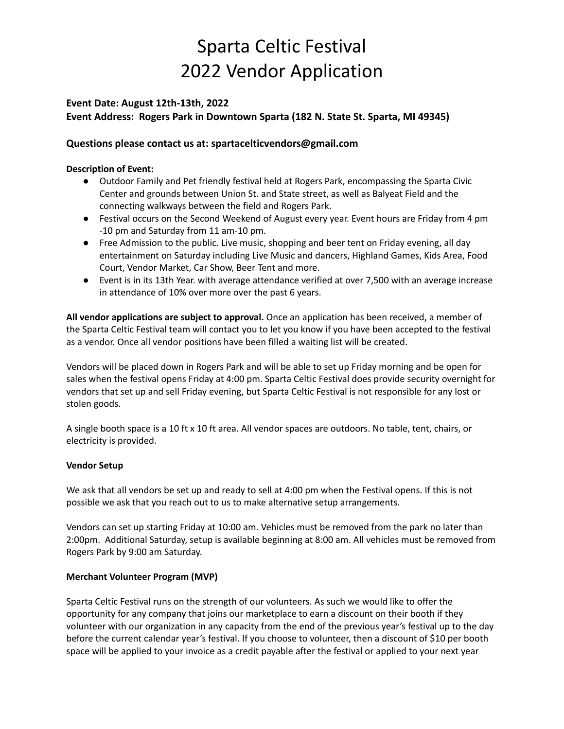# Sparta Celtic Festival
# 2022 Vendor Application

**Event Date: August 12th-13th, 2022**
**Event Address: Rogers Park in Downtown Sparta (182 N. State St. Sparta, MI 49345)**

### Questions please contact us at: spartacelticvendors@gmail.com

**Description of Event:**

- Outdoor Family and Pet friendly festival held at Rogers Park, encompassing the Sparta Civic Center and grounds between Union St. and State street, as well as Balyeat Field and the connecting walkways between the field and Rogers Park.
- Festival occurs on the Second Weekend of August every year. Event hours are Friday from 4 pm -10 pm and Saturday from 11 am-10 pm.
- Free Admission to the public. Live music, shopping and beer tent on Friday evening, all day entertainment on Saturday including Live Music and dancers, Highland Games, Kids Area, Food Court, Vendor Market, Car Show, Beer Tent and more.
- Event is in its 13th Year. with average attendance verified at over 7,500 with an average increase in attendance of 10% over more over the past 6 years.

**All vendor applications are subject to approval.** Once an application has been received, a member of the Sparta Celtic Festival team will contact you to let you know if you have been accepted to the festival as a vendor. Once all vendor positions have been filled a waiting list will be created.

Vendors will be placed down in Rogers Park and will be able to set up Friday morning and be open for sales when the festival opens Friday at 4:00 pm. Sparta Celtic Festival does provide security overnight for vendors that set up and sell Friday evening, but Sparta Celtic Festival is not responsible for any lost or stolen goods.

A single booth space is a 10 ft x 10 ft area. All vendor spaces are outdoors. No table, tent, chairs, or electricity is provided.

**Vendor Setup**

We ask that all vendors be set up and ready to sell at 4:00 pm when the Festival opens. If this is not possible we ask that you reach out to us to make alternative setup arrangements.

Vendors can set up starting Friday at 10:00 am. Vehicles must be removed from the park no later than 2:00pm. Additional Saturday, setup is available beginning at 8:00 am. All vehicles must be removed from Rogers Park by 9:00 am Saturday.

**Merchant Volunteer Program (MVP)**

Sparta Celtic Festival runs on the strength of our volunteers. As such we would like to offer the opportunity for any company that joins our marketplace to earn a discount on their booth if they volunteer with our organization in any capacity from the end of the previous year's festival up to the day before the current calendar year's festival. If you choose to volunteer, then a discount of $10 per booth space will be applied to your invoice as a credit payable after the festival or applied to your next year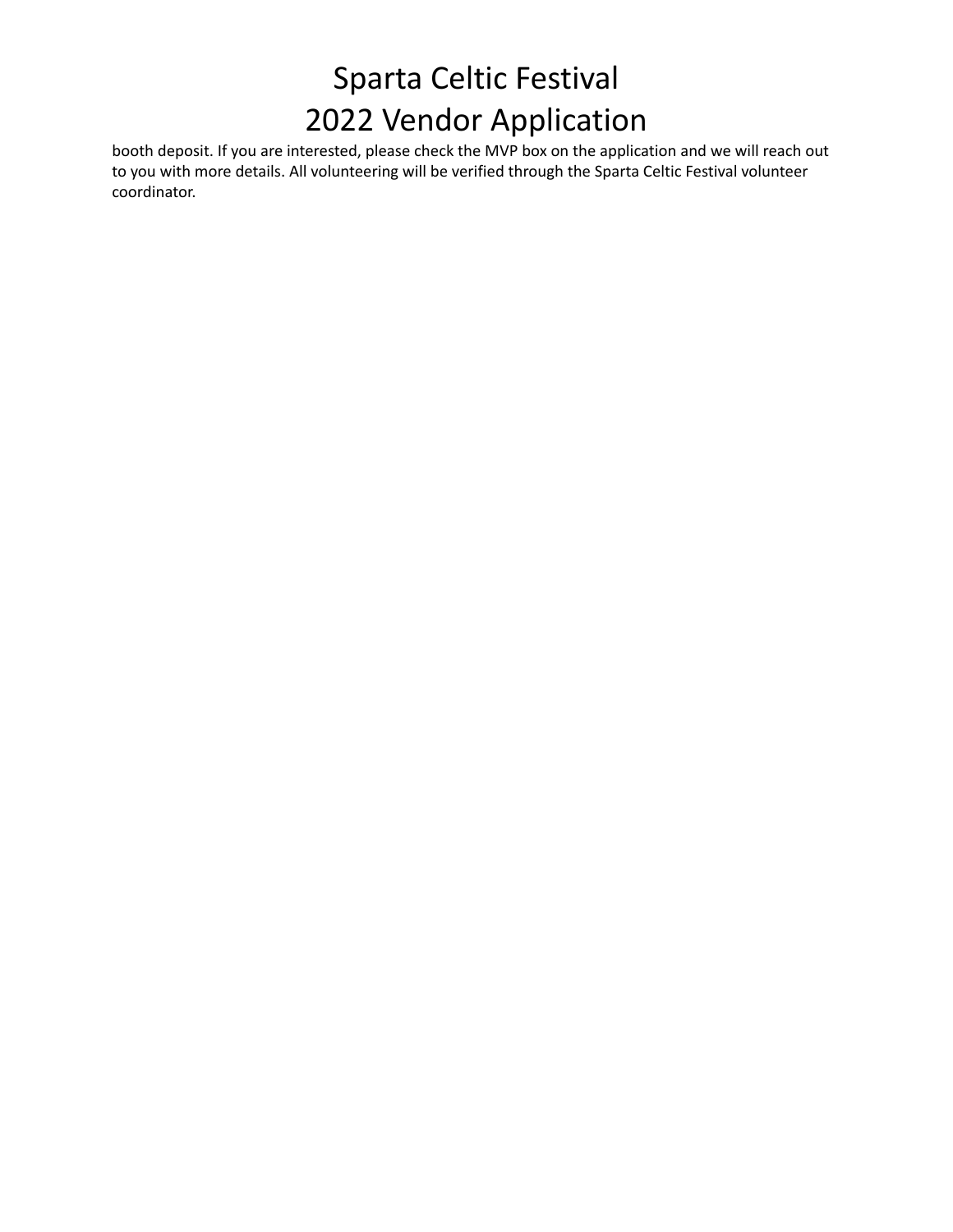# Sparta Celtic Festival
# 2022 Vendor Application

booth deposit. If you are interested, please check the MVP box on the application and we will reach out to you with more details. All volunteering will be verified through the Sparta Celtic Festival volunteer coordinator.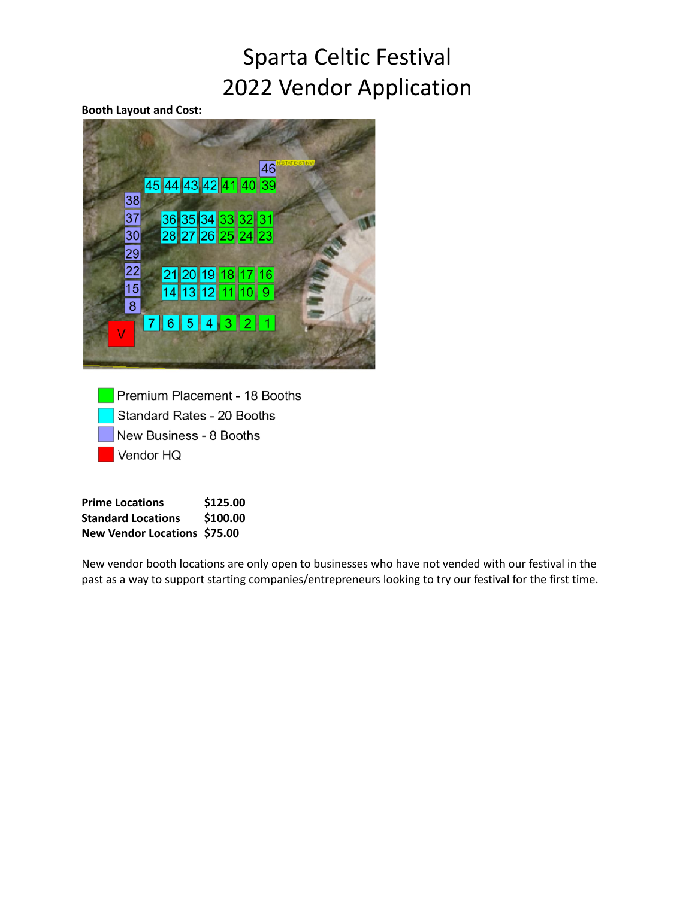# Sparta Celtic Festival
# 2022 Vendor Application

**Booth Layout and Cost:**

Premium Placement - 18 Booths
Standard Rates - 20 Booths
New Business - 8 Booths
Vendor HQ

| | |
|---|---|
| **Prime Locations** | **$125.00** |
| **Standard Locations** | **$100.00** |
| **New Vendor Locations** | **$75.00** |

New vendor booth locations are only open to businesses who have not vended with our festival in the past as a way to support starting companies/entrepreneurs looking to try our festival for the first time.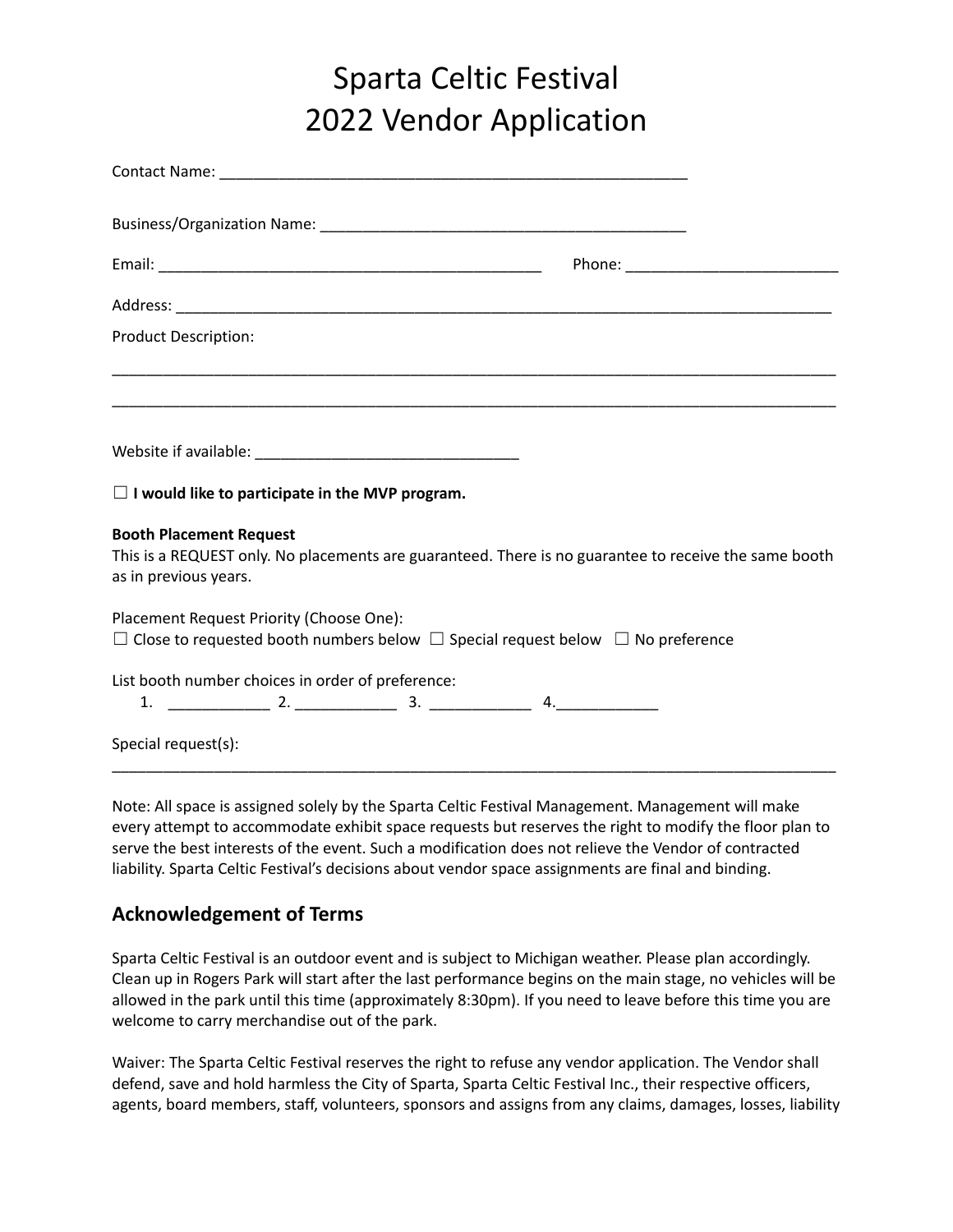# Sparta Celtic Festival
# 2022 Vendor Application

Contact Name: ________________________________________________________

Business/Organization Name: ____________________________________________

Email: ____________________________________________ Phone: ________________________

Address: ____________________________________________________________________________

Product Description:

____________________________________________________________________________________

____________________________________________________________________________________

Website if available: ______________________________

☐ **I would like to participate in the MVP program.**

**Booth Placement Request**
This is a REQUEST only. No placements are guaranteed. There is no guarantee to receive the same booth as in previous years.

Placement Request Priority (Choose One):
☐ Close to requested booth numbers below ☐ Special request below ☐ No preference

List booth number choices in order of preference:

1. ____________ 2. ____________ 3. ____________ 4.____________

Special request(s):
____________________________________________________________________________________

Note: All space is assigned solely by the Sparta Celtic Festival Management. Management will make every attempt to accommodate exhibit space requests but reserves the right to modify the floor plan to serve the best interests of the event. Such a modification does not relieve the Vendor of contracted liability. Sparta Celtic Festival's decisions about vendor space assignments are final and binding.

## Acknowledgement of Terms

Sparta Celtic Festival is an outdoor event and is subject to Michigan weather. Please plan accordingly. Clean up in Rogers Park will start after the last performance begins on the main stage, no vehicles will be allowed in the park until this time (approximately 8:30pm). If you need to leave before this time you are welcome to carry merchandise out of the park.

Waiver: The Sparta Celtic Festival reserves the right to refuse any vendor application. The Vendor shall defend, save and hold harmless the City of Sparta, Sparta Celtic Festival Inc., their respective officers, agents, board members, staff, volunteers, sponsors and assigns from any claims, damages, losses, liability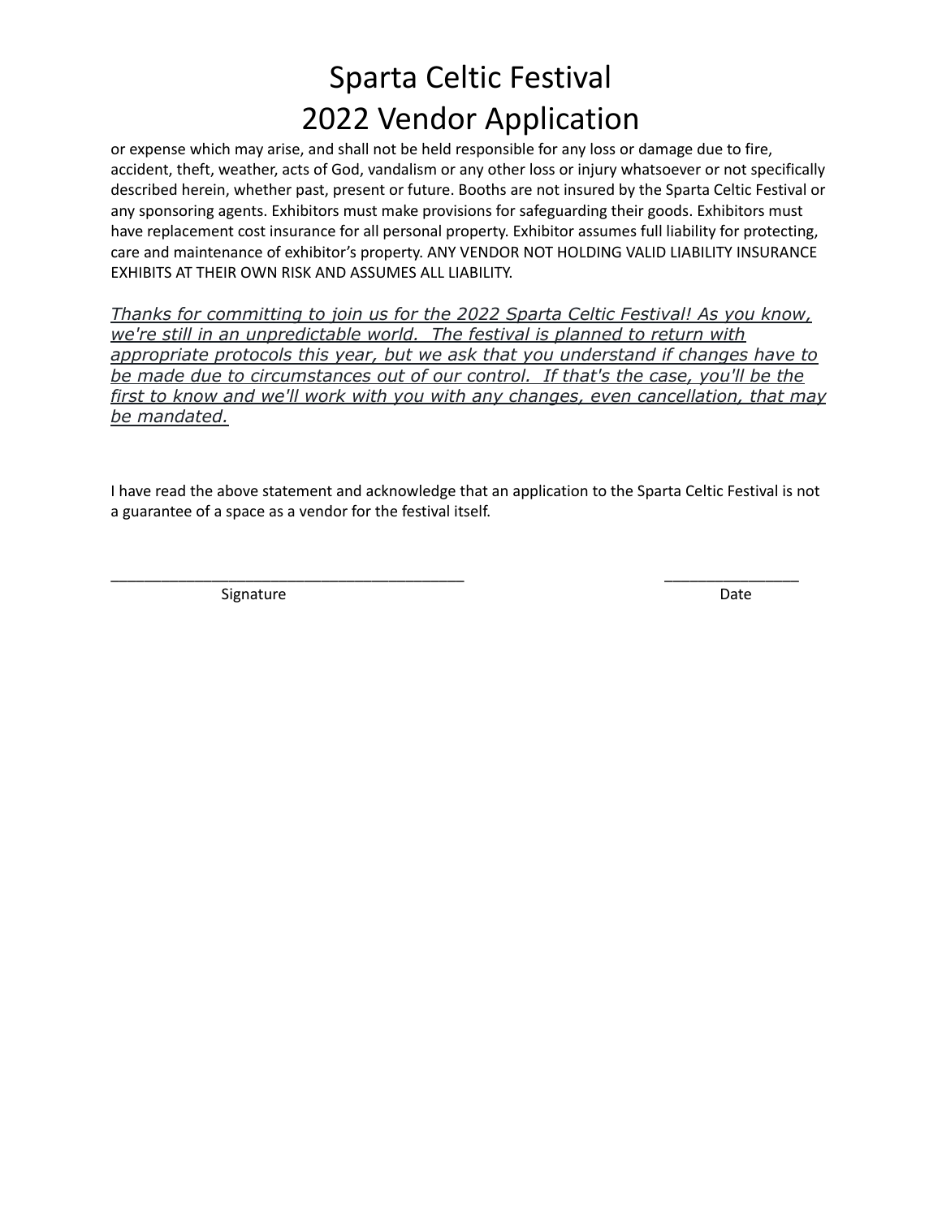or expense which may arise, and shall not be held responsible for any loss or damage due to fire, accident, theft, weather, acts of God, vandalism or any other loss or injury whatsoever or not specifically described herein, whether past, present or future. Booths are not insured by the Sparta Celtic Festival or any sponsoring agents. Exhibitors must make provisions for safeguarding their goods. Exhibitors must have replacement cost insurance for all personal property. Exhibitor assumes full liability for protecting, care and maintenance of exhibitor's property. ANY VENDOR NOT HOLDING VALID LIABILITY INSURANCE EXHIBITS AT THEIR OWN RISK AND ASSUMES ALL LIABILITY.

*Thanks for committing to join us for the 2022 Sparta Celtic Festival! As you know, we're still in an unpredictable world. The festival is planned to return with appropriate protocols this year, but we ask that you understand if changes have to be made due to circumstances out of our control. If that's the case, you'll be the first to know and we'll work with you with any changes, even cancellation, that may be mandated.*

I have read the above statement and acknowledge that an application to the Sparta Celtic Festival is not a guarantee of a space as a vendor for the festival itself.

_________________________________________ ________________

Signature Date